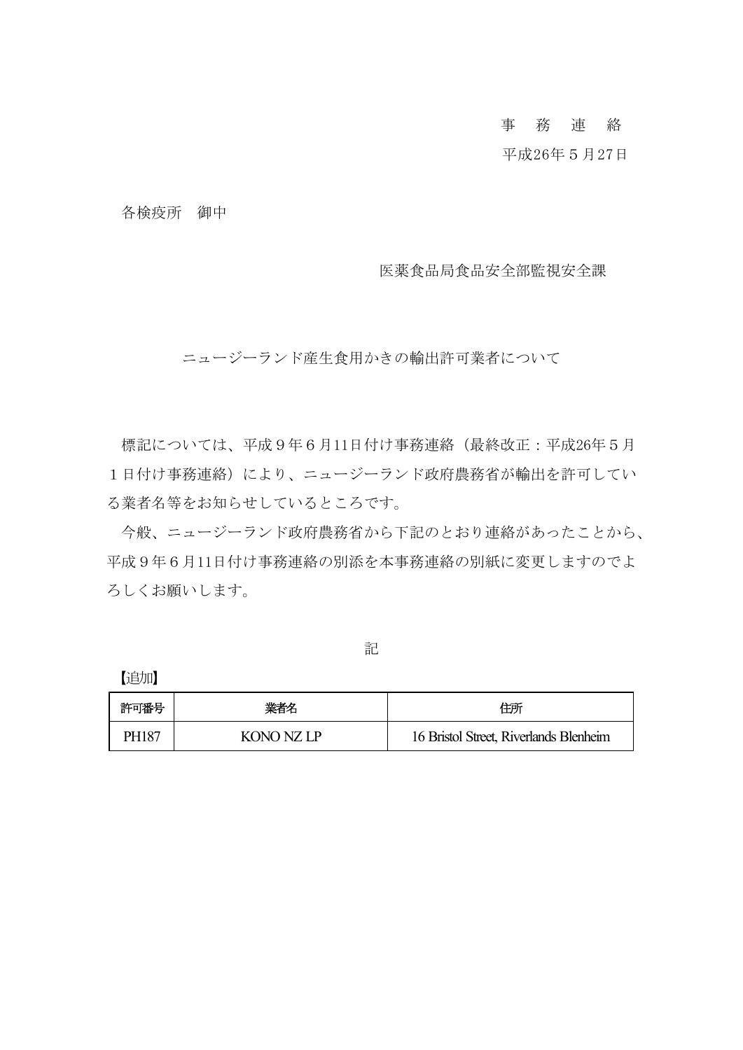事　務　連　絡

平成26年５月27日

各検疫所　御中

医薬食品局食品安全部監視安全課

ニュージーランド産生食用かきの輸出許可業者について

標記については、平成９年６月11日付け事務連絡（最終改正：平成26年５月１日付け事務連絡）により、ニュージーランド政府農務省が輸出を許可している業者名等をお知らせしているところです。

今般、ニュージーランド政府農務省から下記のとおり連絡があったことから、平成９年６月11日付け事務連絡の別添を本事務連絡の別紙に変更しますのでよろしくお願いします。

記

【追加】

| 許可番号 | 業者名 | 住所 |
| --- | --- | --- |
| PH187 | KONO NZ LP | 16 Bristol Street, Riverlands Blenheim |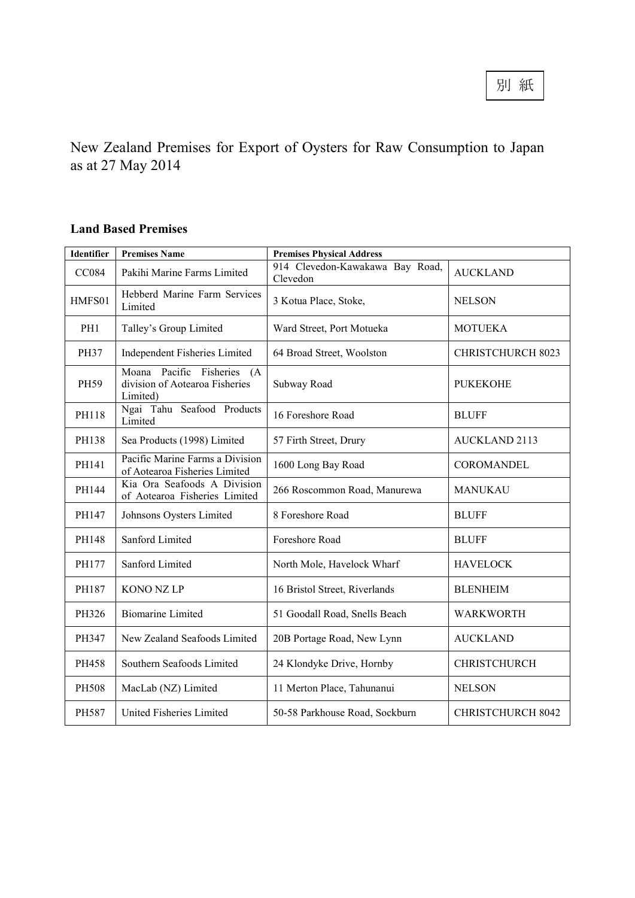別 紙

# New Zealand Premises for Export of Oysters for Raw Consumption to Japan as at 27 May 2014

## Land Based Premises

| Identifier | Premises Name | Premises Physical Address | |
|---|---|---|---|
| CC084 | Pakihi Marine Farms Limited | 914 Clevedon-Kawakawa Bay Road, Clevedon | AUCKLAND |
| HMFS01 | Hebberd Marine Farm Services Limited | 3 Kotua Place, Stoke, | NELSON |
| PH1 | Talley's Group Limited | Ward Street, Port Motueka | MOTUEKA |
| PH37 | Independent Fisheries Limited | 64 Broad Street, Woolston | CHRISTCHURCH 8023 |
| PH59 | Moana Pacific Fisheries (A division of Aotearoa Fisheries Limited) | Subway Road | PUKEKOHE |
| PH118 | Ngai Tahu Seafood Products Limited | 16 Foreshore Road | BLUFF |
| PH138 | Sea Products (1998) Limited | 57 Firth Street, Drury | AUCKLAND 2113 |
| PH141 | Pacific Marine Farms a Division of Aotearoa Fisheries Limited | 1600 Long Bay Road | COROMANDEL |
| PH144 | Kia Ora Seafoods A Division of Aotearoa Fisheries Limited | 266 Roscommon Road, Manurewa | MANUKAU |
| PH147 | Johnsons Oysters Limited | 8 Foreshore Road | BLUFF |
| PH148 | Sanford Limited | Foreshore Road | BLUFF |
| PH177 | Sanford Limited | North Mole, Havelock Wharf | HAVELOCK |
| PH187 | KONO NZ LP | 16 Bristol Street, Riverlands | BLENHEIM |
| PH326 | Biomarine Limited | 51 Goodall Road, Snells Beach | WARKWORTH |
| PH347 | New Zealand Seafoods Limited | 20B Portage Road, New Lynn | AUCKLAND |
| PH458 | Southern Seafoods Limited | 24 Klondyke Drive, Hornby | CHRISTCHURCH |
| PH508 | MacLab (NZ) Limited | 11 Merton Place, Tahunanui | NELSON |
| PH587 | United Fisheries Limited | 50-58 Parkhouse Road, Sockburn | CHRISTCHURCH 8042 |